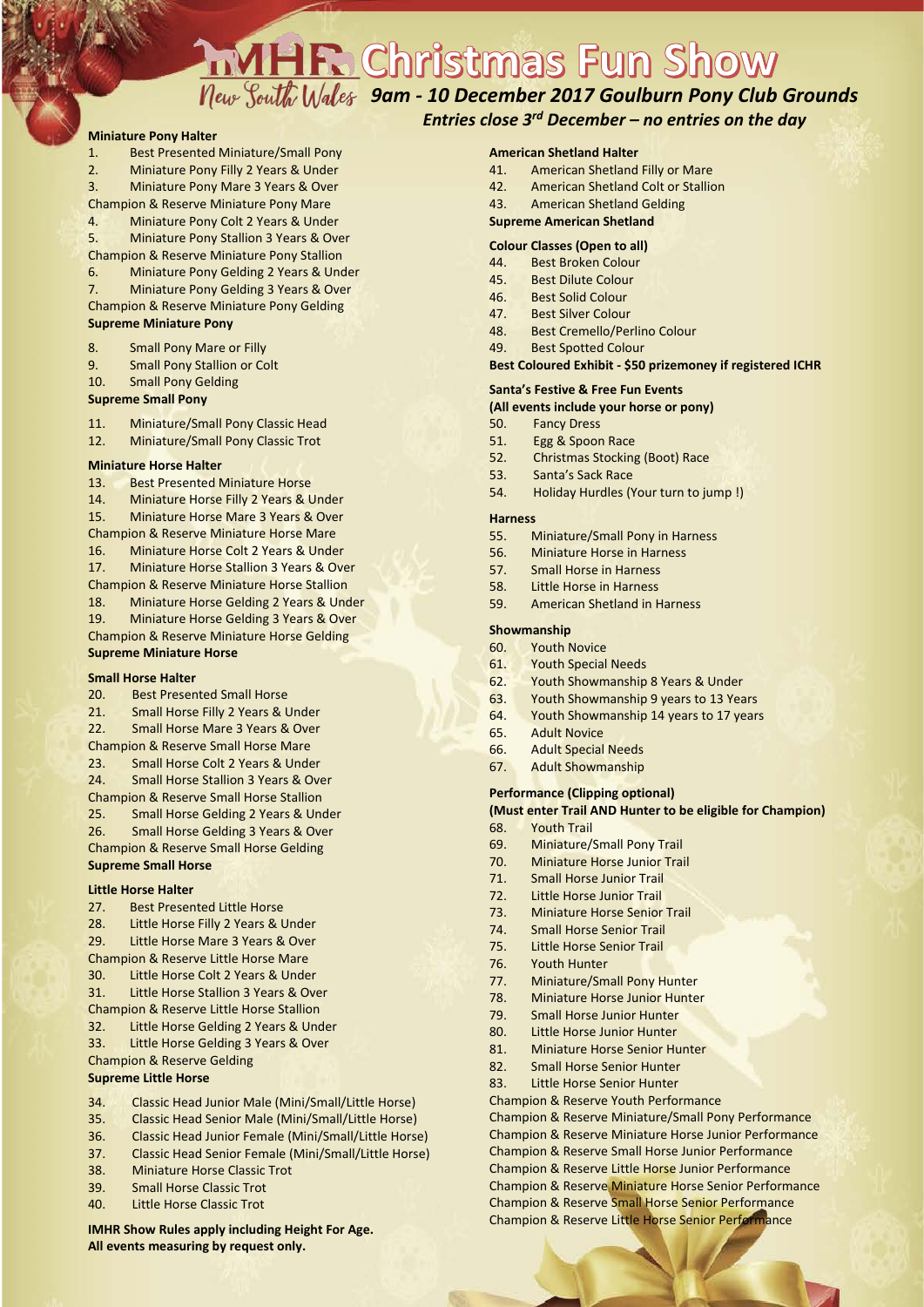# IMHR Christmas Fun Show

New South Wales **9am - 10 December 2017 Goulburn Pony Club Grounds**

***Entries close 3rd December – no entries on the day***

**Miniature Pony Halter**

1. Best Presented Miniature/Small Pony
2. Miniature Pony Filly 2 Years & Under
3. Miniature Pony Mare 3 Years & Over

Champion & Reserve Miniature Pony Mare

4. Miniature Pony Colt 2 Years & Under
5. Miniature Pony Stallion 3 Years & Over

Champion & Reserve Miniature Pony Stallion

6. Miniature Pony Gelding 2 Years & Under
7. Miniature Pony Gelding 3 Years & Over

Champion & Reserve Miniature Pony Gelding

**Supreme Miniature Pony**

8. Small Pony Mare or Filly
9. Small Pony Stallion or Colt
10. Small Pony Gelding

**Supreme Small Pony**

11. Miniature/Small Pony Classic Head
12. Miniature/Small Pony Classic Trot

**Miniature Horse Halter**

13. Best Presented Miniature Horse
14. Miniature Horse Filly 2 Years & Under
15. Miniature Horse Mare 3 Years & Over

Champion & Reserve Miniature Horse Mare

16. Miniature Horse Colt 2 Years & Under
17. Miniature Horse Stallion 3 Years & Over

Champion & Reserve Miniature Horse Stallion

18. Miniature Horse Gelding 2 Years & Under
19. Miniature Horse Gelding 3 Years & Over

Champion & Reserve Miniature Horse Gelding

**Supreme Miniature Horse**

**Small Horse Halter**

20. Best Presented Small Horse
21. Small Horse Filly 2 Years & Under
22. Small Horse Mare 3 Years & Over

Champion & Reserve Small Horse Mare

23. Small Horse Colt 2 Years & Under
24. Small Horse Stallion 3 Years & Over

Champion & Reserve Small Horse Stallion

25. Small Horse Gelding 2 Years & Under
26. Small Horse Gelding 3 Years & Over

Champion & Reserve Small Horse Gelding

**Supreme Small Horse**

**Little Horse Halter**

27. Best Presented Little Horse
28. Little Horse Filly 2 Years & Under
29. Little Horse Mare 3 Years & Over

Champion & Reserve Little Horse Mare

30. Little Horse Colt 2 Years & Under
31. Little Horse Stallion 3 Years & Over

Champion & Reserve Little Horse Stallion

32. Little Horse Gelding 2 Years & Under
33. Little Horse Gelding 3 Years & Over

Champion & Reserve Gelding

**Supreme Little Horse**

34. Classic Head Junior Male (Mini/Small/Little Horse)
35. Classic Head Senior Male (Mini/Small/Little Horse)
36. Classic Head Junior Female (Mini/Small/Little Horse)
37. Classic Head Senior Female (Mini/Small/Little Horse)
38. Miniature Horse Classic Trot
39. Small Horse Classic Trot
40. Little Horse Classic Trot

**IMHR Show Rules apply including Height For Age.**
**All events measuring by request only.**

**American Shetland Halter**

41. American Shetland Filly or Mare
42. American Shetland Colt or Stallion
43. American Shetland Gelding

**Supreme American Shetland**

**Colour Classes (Open to all)**

44. Best Broken Colour
45. Best Dilute Colour
46. Best Solid Colour
47. Best Silver Colour
48. Best Cremello/Perlino Colour
49. Best Spotted Colour

**Best Coloured Exhibit - $50 prizemoney if registered ICHR**

**Santa's Festive & Free Fun Events**
**(All events include your horse or pony)**

50. Fancy Dress
51. Egg & Spoon Race
52. Christmas Stocking (Boot) Race
53. Santa's Sack Race
54. Holiday Hurdles (Your turn to jump !)

**Harness**

55. Miniature/Small Pony in Harness
56. Miniature Horse in Harness
57. Small Horse in Harness
58. Little Horse in Harness
59. American Shetland in Harness

**Showmanship**

60. Youth Novice
61. Youth Special Needs
62. Youth Showmanship 8 Years & Under
63. Youth Showmanship 9 years to 13 Years
64. Youth Showmanship 14 years to 17 years
65. Adult Novice
66. Adult Special Needs
67. Adult Showmanship

**Performance (Clipping optional)**
**(Must enter Trail AND Hunter to be eligible for Champion)**

68. Youth Trail
69. Miniature/Small Pony Trail
70. Miniature Horse Junior Trail
71. Small Horse Junior Trail
72. Little Horse Junior Trail
73. Miniature Horse Senior Trail
74. Small Horse Senior Trail
75. Little Horse Senior Trail
76. Youth Hunter
77. Miniature/Small Pony Hunter
78. Miniature Horse Junior Hunter
79. Small Horse Junior Hunter
80. Little Horse Junior Hunter
81. Miniature Horse Senior Hunter
82. Small Horse Senior Hunter
83. Little Horse Senior Hunter

Champion & Reserve Youth Performance
Champion & Reserve Miniature/Small Pony Performance
Champion & Reserve Miniature Horse Junior Performance
Champion & Reserve Small Horse Junior Performance
Champion & Reserve Little Horse Junior Performance
Champion & Reserve Miniature Horse Senior Performance
Champion & Reserve Small Horse Senior Performance
Champion & Reserve Little Horse Senior Performance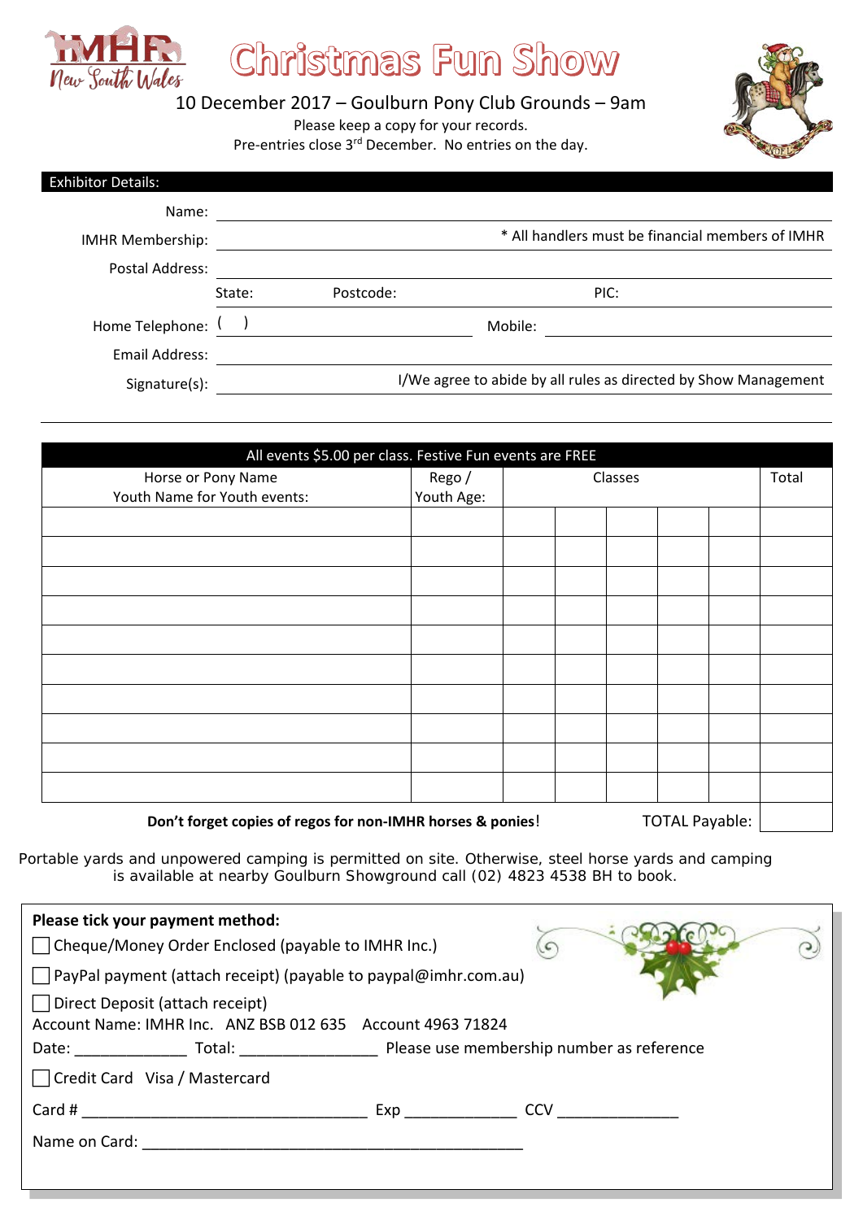IMHR New South Wales

# Christmas Fun Show

10 December 2017 – Goulburn Pony Club Grounds – 9am

Please keep a copy for your records.

Pre-entries close 3rd December. No entries on the day.

## Exhibitor Details:

Name: ____________________

IMHR Membership: ____________________ * All handlers must be financial members of IMHR

Postal Address: ____________________

State: Postcode: PIC:

Home Telephone: ( ) ____________________ Mobile: ____________________

Email Address: ____________________

Signature(s): ____________________ I/We agree to abide by all rules as directed by Show Management

---

**All events $5.00 per class. Festive Fun events are FREE**

| Horse or Pony Name<br>Youth Name for Youth events: | Rego /<br>Youth Age: | Classes | | | | | Total |
|---|---|---|---|---|---|---|---|
| | | | | | | | |
| | | | | | | | |
| | | | | | | | |
| | | | | | | | |
| | | | | | | | |
| | | | | | | | |
| | | | | | | | |
| | | | | | | | |
| | | | | | | | |
| | | | | | | | |

**Don't forget copies of regos for non-IMHR horses & ponies**! TOTAL Payable: ______

Portable yards and unpowered camping is permitted on site. Otherwise, steel horse yards and camping is available at nearby Goulburn Showground call (02) 4823 4538 BH to book.

**Please tick your payment method:**

☐ Cheque/Money Order Enclosed (payable to IMHR Inc.)

☐ PayPal payment (attach receipt) (payable to paypal@imhr.com.au)

☐ Direct Deposit (attach receipt)

Account Name: IMHR Inc. ANZ BSB 012 635 Account 4963 71824

Date: _____________ Total: _______________ Please use membership number as reference

☐ Credit Card Visa / Mastercard

Card # ________________________________ Exp _____________ CCV _____________

Name on Card: ____________________________________________